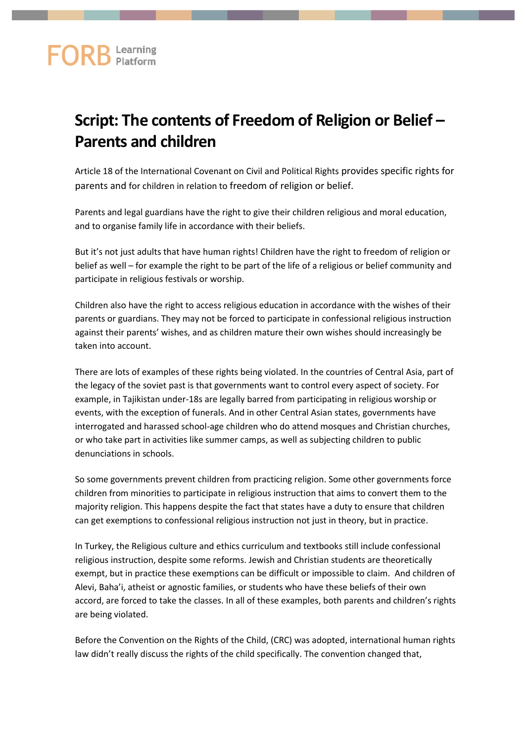# Script: The contents of Freedom of Religion or Belief – Parents and children

Article 18 of the International Covenant on Civil and Political Rights provides specific rights for parents and for children in relation to freedom of religion or belief.

Parents and legal guardians have the right to give their children religious and moral education, and to organise family life in accordance with their beliefs.

But it's not just adults that have human rights! Children have the right to freedom of religion or belief as well – for example the right to be part of the life of a religious or belief community and participate in religious festivals or worship.

Children also have the right to access religious education in accordance with the wishes of their parents or guardians. They may not be forced to participate in confessional religious instruction against their parents' wishes, and as children mature their own wishes should increasingly be taken into account.

There are lots of examples of these rights being violated. In the countries of Central Asia, part of the legacy of the soviet past is that governments want to control every aspect of society. For example, in Tajikistan under-18s are legally barred from participating in religious worship or events, with the exception of funerals. And in other Central Asian states, governments have interrogated and harassed school-age children who do attend mosques and Christian churches, or who take part in activities like summer camps, as well as subjecting children to public denunciations in schools.

So some governments prevent children from practicing religion. Some other governments force children from minorities to participate in religious instruction that aims to convert them to the majority religion. This happens despite the fact that states have a duty to ensure that children can get exemptions to confessional religious instruction not just in theory, but in practice.

In Turkey, the Religious culture and ethics curriculum and textbooks still include confessional religious instruction, despite some reforms. Jewish and Christian students are theoretically exempt, but in practice these exemptions can be difficult or impossible to claim. And children of Alevi, Baha'i, atheist or agnostic families, or students who have these beliefs of their own accord, are forced to take the classes. In all of these examples, both parents and children's rights are being violated.

Before the Convention on the Rights of the Child, (CRC) was adopted, international human rights law didn't really discuss the rights of the child specifically. The convention changed that,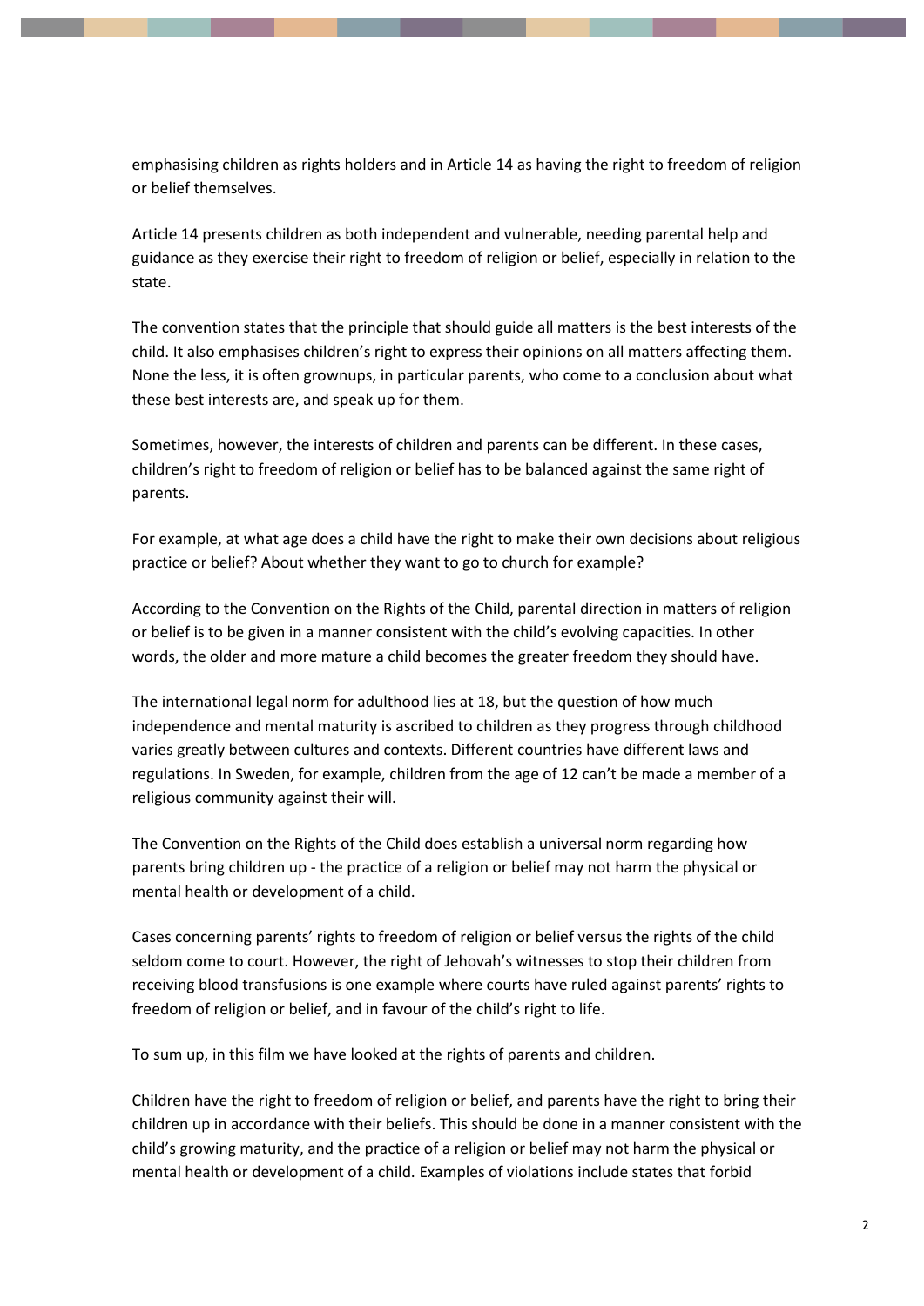emphasising children as rights holders and in Article 14 as having the right to freedom of religion or belief themselves.

Article 14 presents children as both independent and vulnerable, needing parental help and guidance as they exercise their right to freedom of religion or belief, especially in relation to the state.

The convention states that the principle that should guide all matters is the best interests of the child. It also emphasises children's right to express their opinions on all matters affecting them. None the less, it is often grownups, in particular parents, who come to a conclusion about what these best interests are, and speak up for them.

Sometimes, however, the interests of children and parents can be different. In these cases, children's right to freedom of religion or belief has to be balanced against the same right of parents.

For example, at what age does a child have the right to make their own decisions about religious practice or belief? About whether they want to go to church for example?

According to the Convention on the Rights of the Child, parental direction in matters of religion or belief is to be given in a manner consistent with the child's evolving capacities. In other words, the older and more mature a child becomes the greater freedom they should have.

The international legal norm for adulthood lies at 18, but the question of how much independence and mental maturity is ascribed to children as they progress through childhood varies greatly between cultures and contexts. Different countries have different laws and regulations. In Sweden, for example, children from the age of 12 can't be made a member of a religious community against their will.

The Convention on the Rights of the Child does establish a universal norm regarding how parents bring children up - the practice of a religion or belief may not harm the physical or mental health or development of a child.

Cases concerning parents' rights to freedom of religion or belief versus the rights of the child seldom come to court. However, the right of Jehovah's witnesses to stop their children from receiving blood transfusions is one example where courts have ruled against parents' rights to freedom of religion or belief, and in favour of the child's right to life.

To sum up, in this film we have looked at the rights of parents and children.

Children have the right to freedom of religion or belief, and parents have the right to bring their children up in accordance with their beliefs. This should be done in a manner consistent with the child's growing maturity, and the practice of a religion or belief may not harm the physical or mental health or development of a child. Examples of violations include states that forbid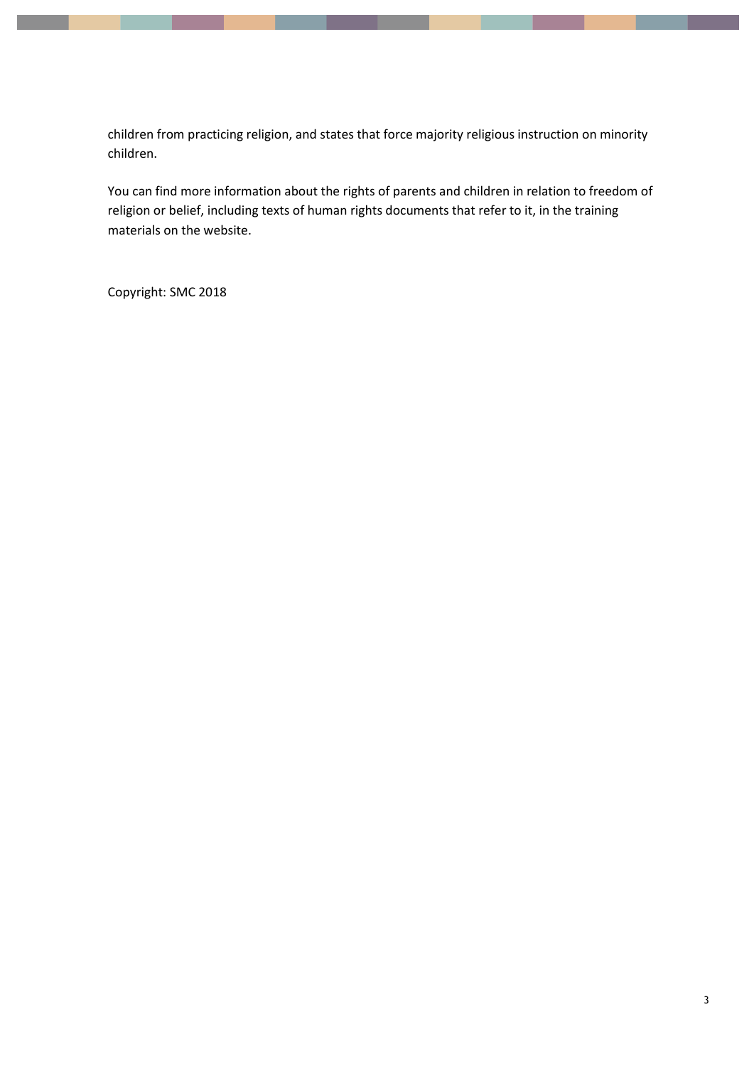children from practicing religion, and states that force majority religious instruction on minority children.

You can find more information about the rights of parents and children in relation to freedom of religion or belief, including texts of human rights documents that refer to it, in the training materials on the website.

Copyright: SMC 2018